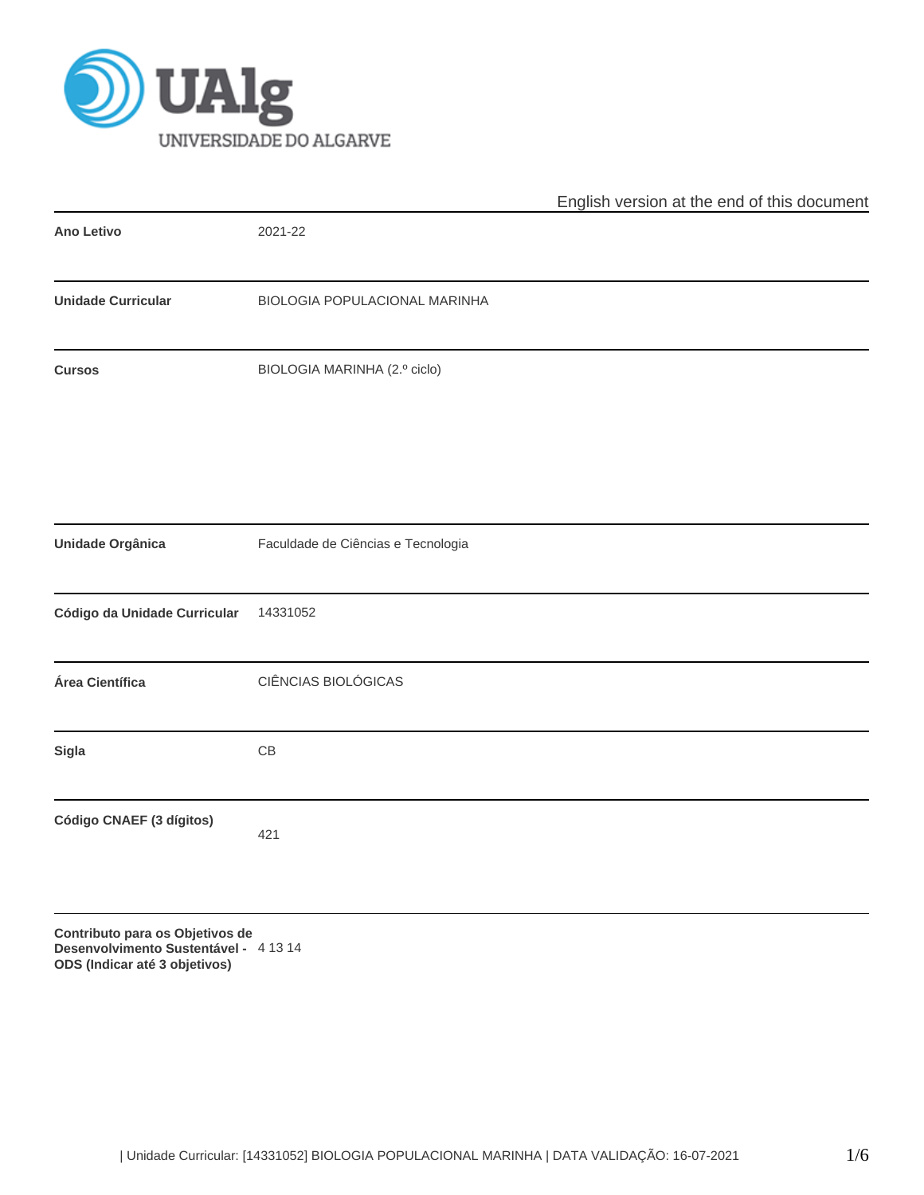UAlg UNIVERSIDADE DO ALGARVE

English version at the end of this document

| | |
|---|---|
| **Ano Letivo** | 2021-22 |
| **Unidade Curricular** | BIOLOGIA POPULACIONAL MARINHA |
| **Cursos** | BIOLOGIA MARINHA (2.º ciclo) |
| **Unidade Orgânica** | Faculdade de Ciências e Tecnologia |
| **Código da Unidade Curricular** | 14331052 |
| **Área Científica** | CIÊNCIAS BIOLÓGICAS |
| **Sigla** | CB |
| **Código CNAEF (3 dígitos)** | 421 |
| **Contributo para os Objetivos de Desenvolvimento Sustentável - ODS (Indicar até 3 objetivos)** | 4 13 14 |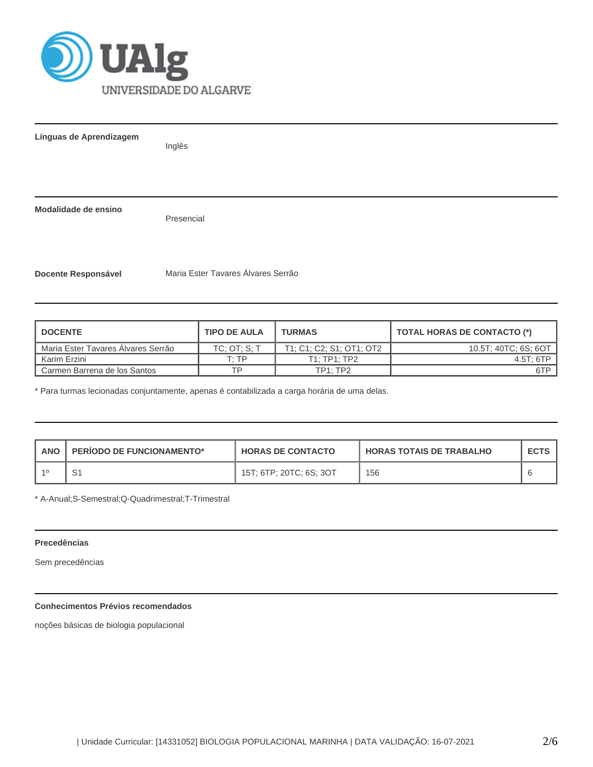**Línguas de Aprendizagem**

Inglês

**Modalidade de ensino**

Presencial

**Docente Responsável**

Maria Ester Tavares Álvares Serrão

| DOCENTE | TIPO DE AULA | TURMAS | TOTAL HORAS DE CONTACTO (*) |
|---|---|---|---|
| Maria Ester Tavares Álvares Serrão | TC; OT; S; T | T1; C1; C2; S1; OT1; OT2 | 10.5T; 40TC; 6S; 6OT |
| Karim Erzini | T; TP | T1; TP1; TP2 | 4.5T; 6TP |
| Carmen Barrena de los Santos | TP | TP1; TP2 | 6TP |

* Para turmas lecionadas conjuntamente, apenas é contabilizada a carga horária de uma delas.

| ANO | PERÍODO DE FUNCIONAMENTO* | HORAS DE CONTACTO | HORAS TOTAIS DE TRABALHO | ECTS |
|---|---|---|---|---|
| 1º | S1 | 15T; 6TP; 20TC; 6S; 3OT | 156 | 6 |

* A-Anual;S-Semestral;Q-Quadrimestral;T-Trimestral

**Precedências**

Sem precedências

**Conhecimentos Prévios recomendados**

noções básicas de biologia populacional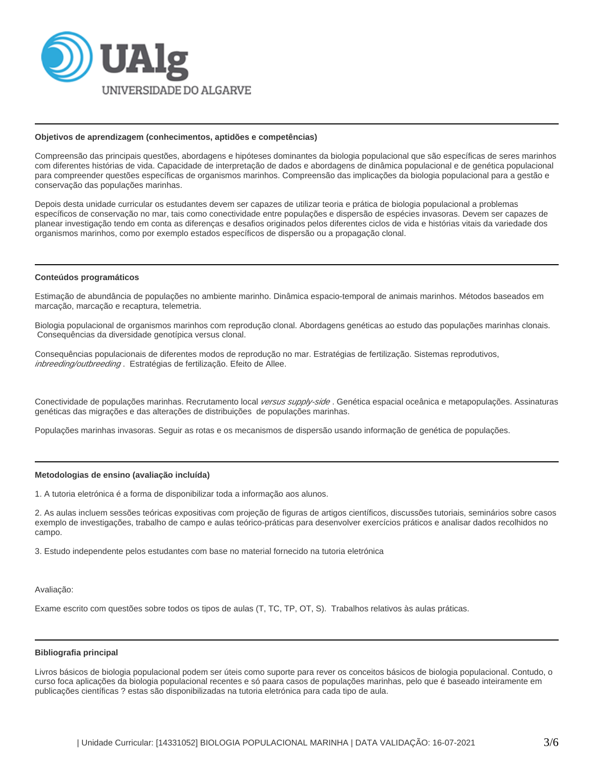**Objetivos de aprendizagem (conhecimentos, aptidões e competências)**

Compreensão das principais questões, abordagens e hipóteses dominantes da biologia populacional que são específicas de seres marinhos com diferentes histórias de vida. Capacidade de interpretação de dados e abordagens de dinâmica populacional e de genética populacional para compreender questões específicas de organismos marinhos. Compreensão das implicações da biologia populacional para a gestão e conservação das populações marinhas.

Depois desta unidade curricular os estudantes devem ser capazes de utilizar teoria e prática de biologia populacional a problemas específicos de conservação no mar, tais como conectividade entre populações e dispersão de espécies invasoras. Devem ser capazes de planear investigação tendo em conta as diferenças e desafios originados pelos diferentes ciclos de vida e histórias vitais da variedade dos organismos marinhos, como por exemplo estados específicos de dispersão ou a propagação clonal.

**Conteúdos programáticos**

Estimação de abundância de populações no ambiente marinho. Dinâmica espacio-temporal de animais marinhos. Métodos baseados em marcação, marcação e recaptura, telemetria.

Biologia populacional de organismos marinhos com reprodução clonal. Abordagens genéticas ao estudo das populações marinhas clonais. Consequências da diversidade genotípica versus clonal.

Consequências populacionais de diferentes modos de reprodução no mar. Estratégias de fertilização. Sistemas reprodutivos, *inbreeding/outbreeding* . Estratégias de fertilização. Efeito de Allee.

Conectividade de populações marinhas. Recrutamento local *versus supply-side* . Genética espacial oceânica e metapopulações. Assinaturas genéticas das migrações e das alterações de distribuições de populações marinhas.

Populações marinhas invasoras. Seguir as rotas e os mecanismos de dispersão usando informação de genética de populações.

**Metodologias de ensino (avaliação incluída)**

1. A tutoria eletrónica é a forma de disponibilizar toda a informação aos alunos.

2. As aulas incluem sessões teóricas expositivas com projeção de figuras de artigos científicos, discussões tutoriais, seminários sobre casos exemplo de investigações, trabalho de campo e aulas teórico-práticas para desenvolver exercícios práticos e analisar dados recolhidos no campo.

3. Estudo independente pelos estudantes com base no material fornecido na tutoria eletrónica

Avaliação:

Exame escrito com questões sobre todos os tipos de aulas (T, TC, TP, OT, S). Trabalhos relativos às aulas práticas.

**Bibliografia principal**

Livros básicos de biologia populacional podem ser úteis como suporte para rever os conceitos básicos de biologia populacional. Contudo, o curso foca aplicações da biologia populacional recentes e só paara casos de populações marinhas, pelo que é baseado inteiramente em publicações científicas ? estas são disponibilizadas na tutoria eletrónica para cada tipo de aula.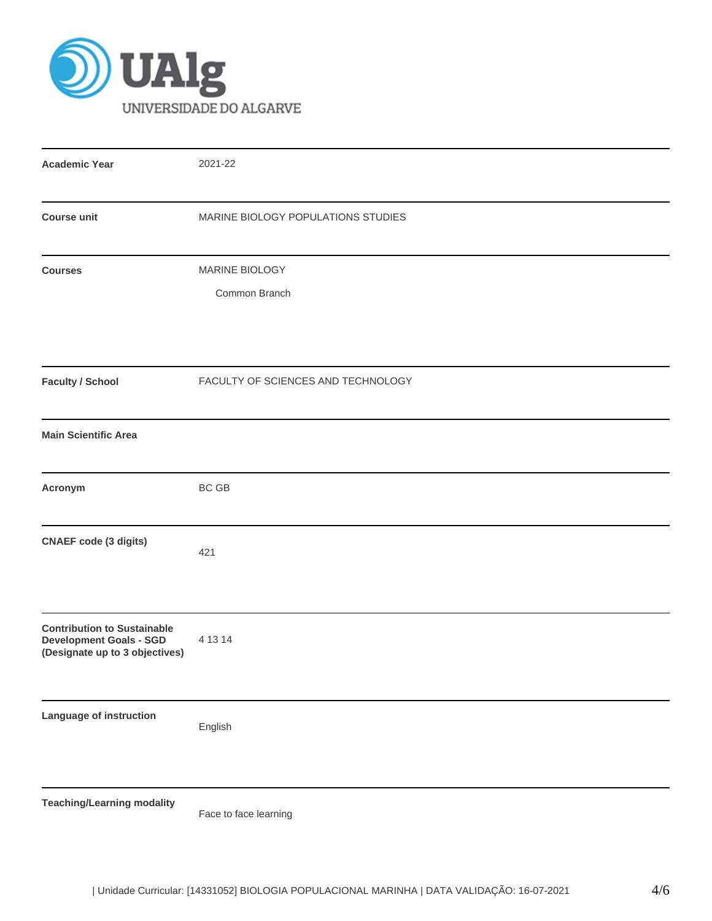UAlg
UNIVERSIDADE DO ALGARVE

| | |
|---|---|
| **Academic Year** | 2021-22 |
| **Course unit** | MARINE BIOLOGY POPULATIONS STUDIES |
| **Courses** | MARINE BIOLOGY<br>Common Branch |
| **Faculty / School** | FACULTY OF SCIENCES AND TECHNOLOGY |
| **Main Scientific Area** | |
| **Acronym** | BC GB |
| **CNAEF code (3 digits)** | 421 |
| **Contribution to Sustainable Development Goals - SGD (Designate up to 3 objectives)** | 4 13 14 |
| **Language of instruction** | English |
| **Teaching/Learning modality** | Face to face learning |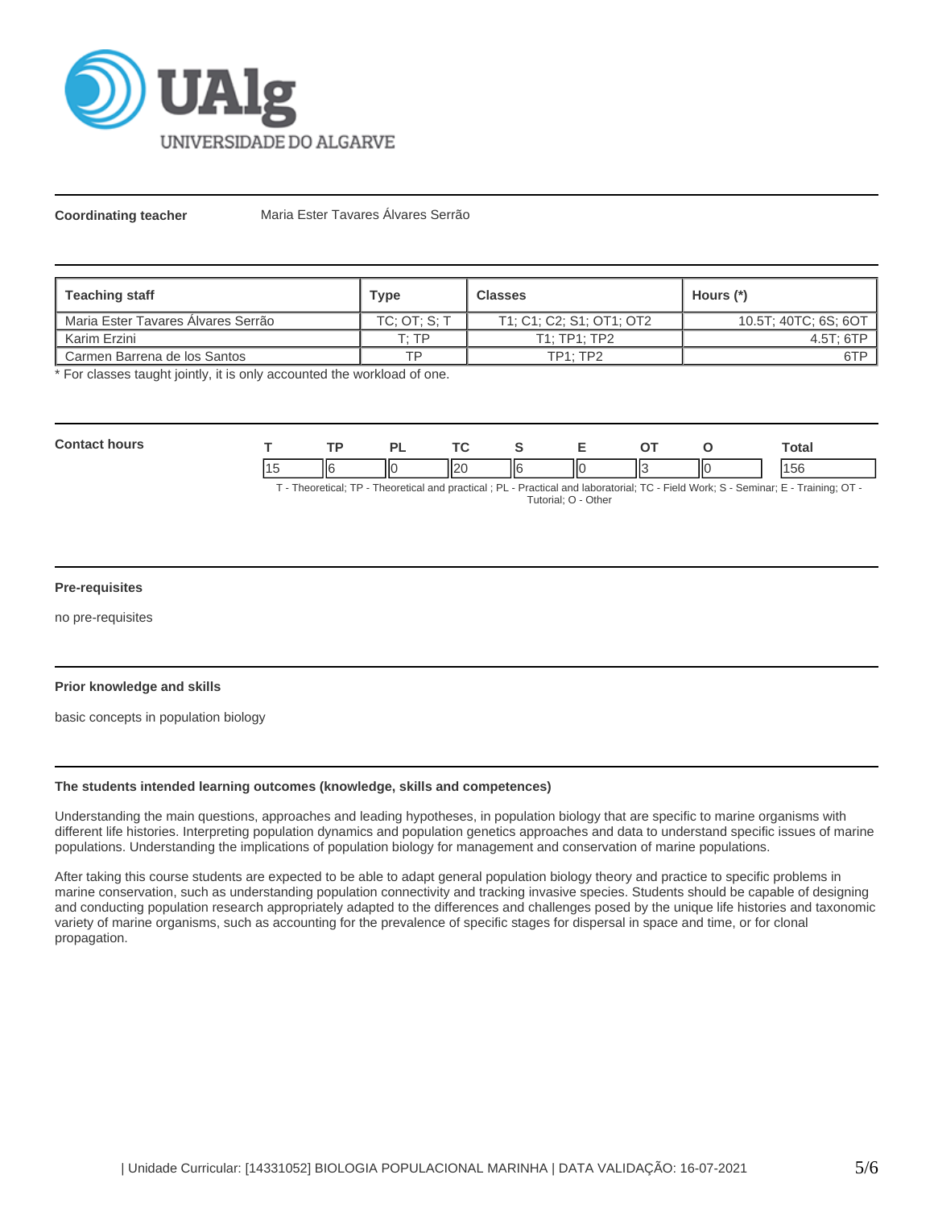**Coordinating teacher** Maria Ester Tavares Álvares Serrão

| Teaching staff | Type | Classes | Hours (*) |
|---|---|---|---|
| Maria Ester Tavares Álvares Serrão | TC; OT; S; T | T1; C1; C2; S1; OT1; OT2 | 10.5T; 40TC; 6S; 6OT |
| Karim Erzini | T; TP | T1; TP1; TP2 | 4.5T; 6TP |
| Carmen Barrena de los Santos | TP | TP1; TP2 | 6TP |

* For classes taught jointly, it is only accounted the workload of one.

**Contact hours**

| T | TP | PL | TC | S | E | OT | O | Total |
|---|---|---|---|---|---|---|---|---|
| 15 | 6 | 0 | 20 | 6 | 0 | 3 | 0 | 156 |

T - Theoretical; TP - Theoretical and practical ; PL - Practical and laboratorial; TC - Field Work; S - Seminar; E - Training; OT - Tutorial; O - Other

**Pre-requisites**

no pre-requisites

**Prior knowledge and skills**

basic concepts in population biology

**The students intended learning outcomes (knowledge, skills and competences)**

Understanding the main questions, approaches and leading hypotheses, in population biology that are specific to marine organisms with different life histories. Interpreting population dynamics and population genetics approaches and data to understand specific issues of marine populations. Understanding the implications of population biology for management and conservation of marine populations.

After taking this course students are expected to be able to adapt general population biology theory and practice to specific problems in marine conservation, such as understanding population connectivity and tracking invasive species. Students should be capable of designing and conducting population research appropriately adapted to the differences and challenges posed by the unique life histories and taxonomic variety of marine organisms, such as accounting for the prevalence of specific stages for dispersal in space and time, or for clonal propagation.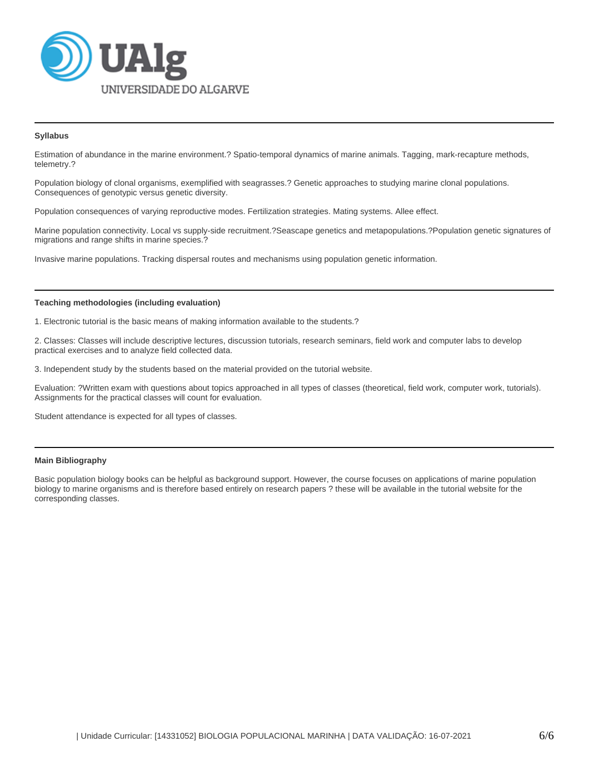### Syllabus

Estimation of abundance in the marine environment.? Spatio-temporal dynamics of marine animals. Tagging, mark-recapture methods, telemetry.?

Population biology of clonal organisms, exemplified with seagrasses.? Genetic approaches to studying marine clonal populations. Consequences of genotypic versus genetic diversity.

Population consequences of varying reproductive modes. Fertilization strategies. Mating systems. Allee effect.

Marine population connectivity. Local vs supply-side recruitment.?Seascape genetics and metapopulations.?Population genetic signatures of migrations and range shifts in marine species.?

Invasive marine populations. Tracking dispersal routes and mechanisms using population genetic information.

### Teaching methodologies (including evaluation)

1. Electronic tutorial is the basic means of making information available to the students.?

2. Classes: Classes will include descriptive lectures, discussion tutorials, research seminars, field work and computer labs to develop practical exercises and to analyze field collected data.

3. Independent study by the students based on the material provided on the tutorial website.

Evaluation: ?Written exam with questions about topics approached in all types of classes (theoretical, field work, computer work, tutorials). Assignments for the practical classes will count for evaluation.

Student attendance is expected for all types of classes.

### Main Bibliography

Basic population biology books can be helpful as background support. However, the course focuses on applications of marine population biology to marine organisms and is therefore based entirely on research papers ? these will be available in the tutorial website for the corresponding classes.